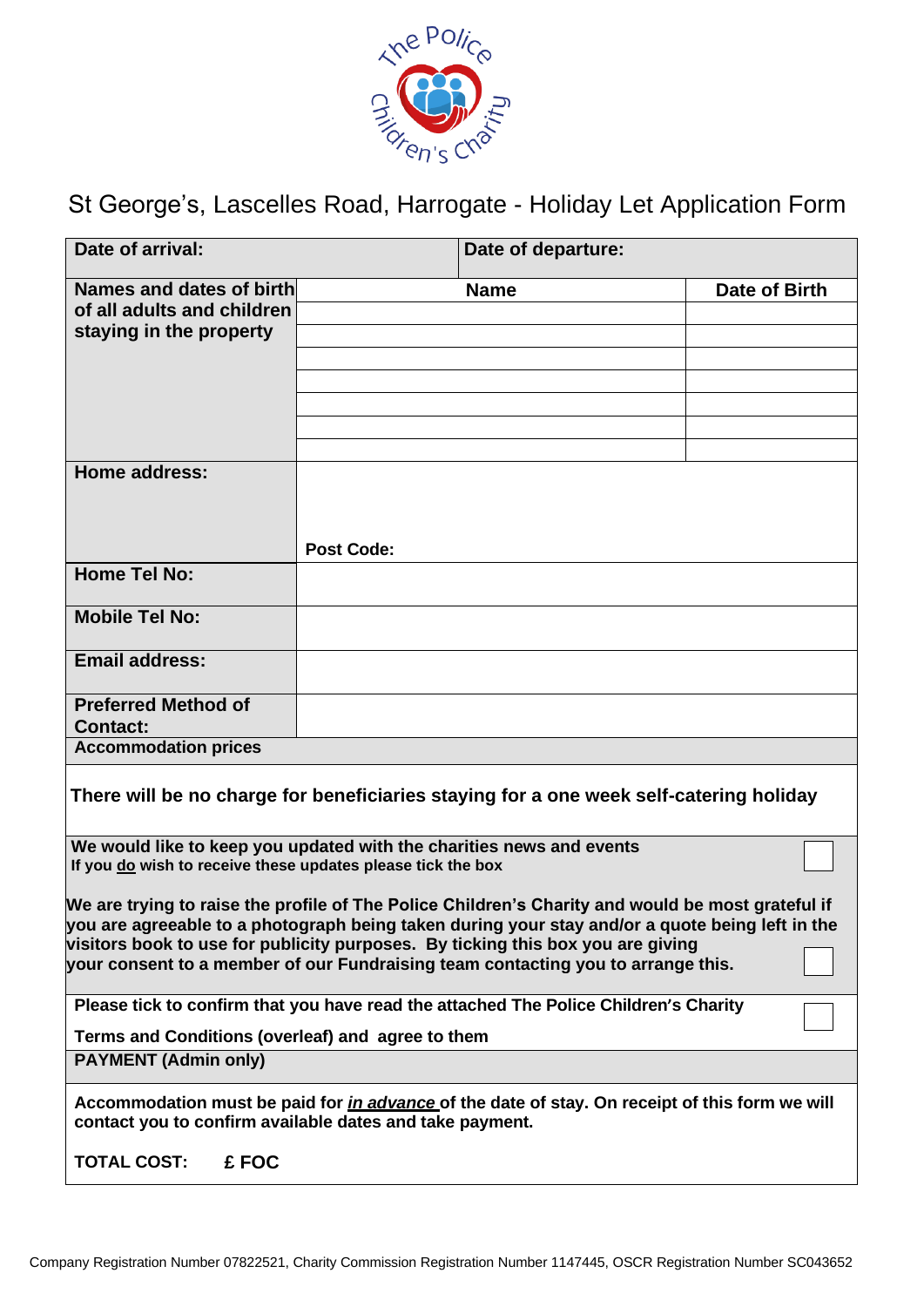# St George's, Lascelles Road, Harrogate - Holiday Let Application Form

| **Date of arrival:** | | **Date of departure:** |
|---|---|---|
| **Names and dates of birth of all adults and children staying in the property** | **Name** | **Date of Birth** |
| | | |
| | | |
| | | |
| | | |
| | | |
| | | |
| | | |
| **Home address:** | **Post Code:** | |
| **Home Tel No:** | | |
| **Mobile Tel No:** | | |
| **Email address:** | | |
| **Preferred Method of Contact:** | | |

**Accommodation prices**

**There will be no charge for beneficiaries staying for a one week self-catering holiday**

**We would like to keep you updated with the charities news and events**
**If you *do* wish to receive these updates please tick the box** ☐

**We are trying to raise the profile of The Police Children's Charity and would be most grateful if you are agreeable to a photograph being taken during your stay and/or a quote being left in the visitors book to use for publicity purposes. By ticking this box you are giving your consent to a member of our Fundraising team contacting you to arrange this.** ☐

**Please tick to confirm that you have read the attached The Police Children's Charity Terms and Conditions (overleaf) and agree to them** ☐

**PAYMENT (Admin only)**

**Accommodation must be paid for *in advance* of the date of stay. On receipt of this form we will contact you to confirm available dates and take payment.**

**TOTAL COST: £ FOC**

Company Registration Number 07822521, Charity Commission Registration Number 1147445, OSCR Registration Number SC043652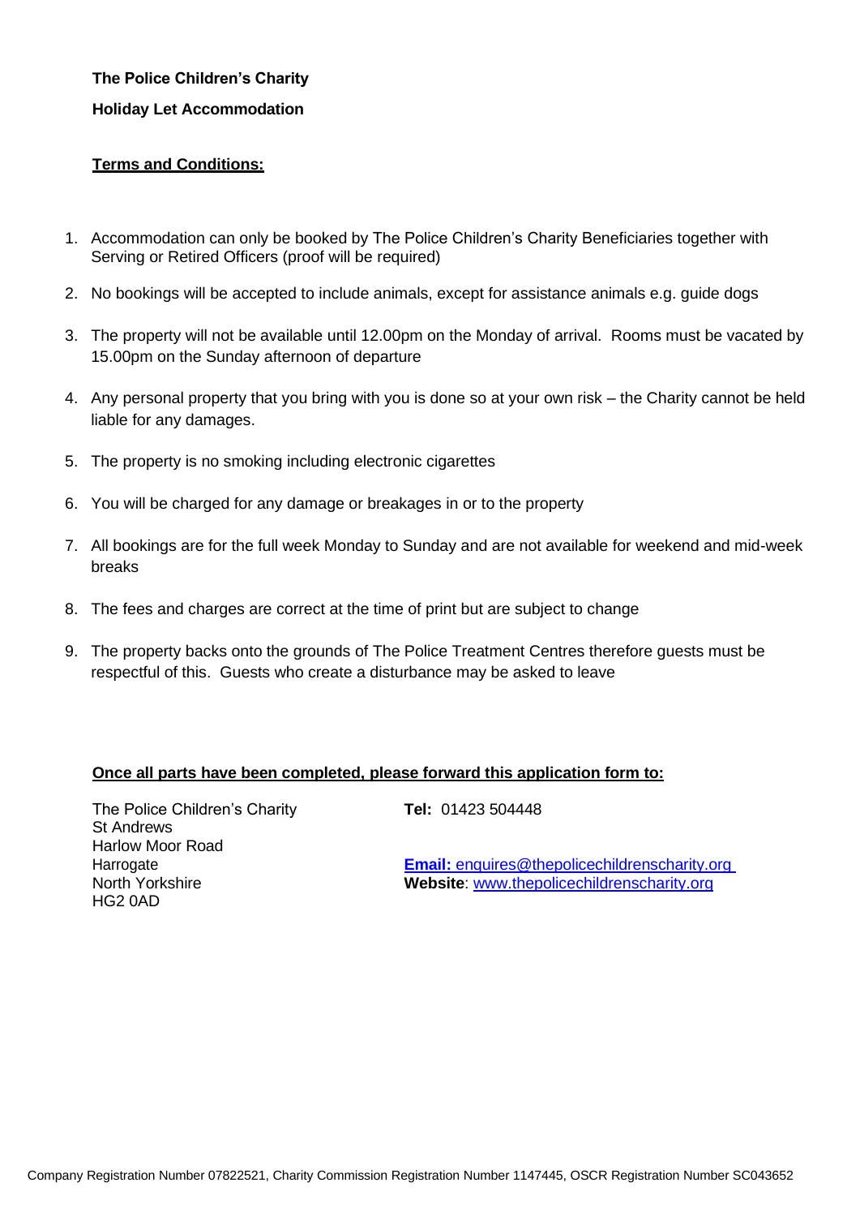**The Police Children's Charity**

**Holiday Let Accommodation**

**Terms and Conditions:**

1. Accommodation can only be booked by The Police Children's Charity Beneficiaries together with Serving or Retired Officers (proof will be required)
2. No bookings will be accepted to include animals, except for assistance animals e.g. guide dogs
3. The property will not be available until 12.00pm on the Monday of arrival. Rooms must be vacated by 15.00pm on the Sunday afternoon of departure
4. Any personal property that you bring with you is done so at your own risk – the Charity cannot be held liable for any damages.
5. The property is no smoking including electronic cigarettes
6. You will be charged for any damage or breakages in or to the property
7. All bookings are for the full week Monday to Sunday and are not available for weekend and mid-week breaks
8. The fees and charges are correct at the time of print but are subject to change
9. The property backs onto the grounds of The Police Treatment Centres therefore guests must be respectful of this. Guests who create a disturbance may be asked to leave

**Once all parts have been completed, please forward this application form to:**

The Police Children's Charity
St Andrews
Harlow Moor Road
Harrogate
North Yorkshire
HG2 0AD

**Tel:** 01423 504448

**Email:** enquires@thepolicechildrenscharity.org
**Website**: www.thepolicechildrenscharity.org

Company Registration Number 07822521, Charity Commission Registration Number 1147445, OSCR Registration Number SC043652